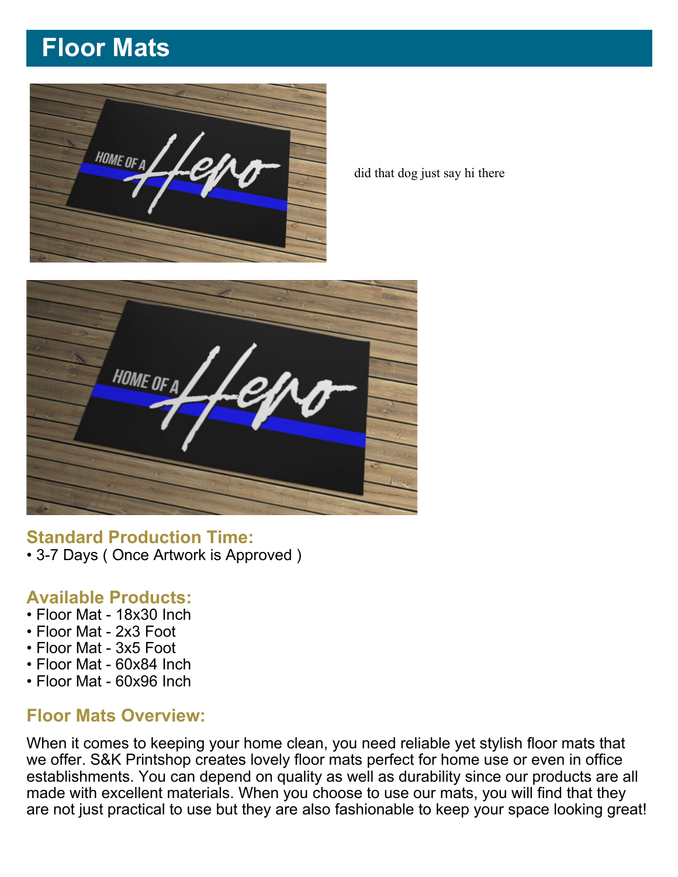# Floor Mats

did that dog just say hi there

### Standard Production Time:

- 3-7 Days ( Once Artwork is Approved )

### Available Products:

- Floor Mat - 18x30 Inch
- Floor Mat - 2x3 Foot
- Floor Mat - 3x5 Foot
- Floor Mat - 60x84 Inch
- Floor Mat - 60x96 Inch

### Floor Mats Overview:

When it comes to keeping your home clean, you need reliable yet stylish floor mats that we offer. S&K Printshop creates lovely floor mats perfect for home use or even in office establishments. You can depend on quality as well as durability since our products are all made with excellent materials. When you choose to use our mats, you will find that they are not just practical to use but they are also fashionable to keep your space looking great!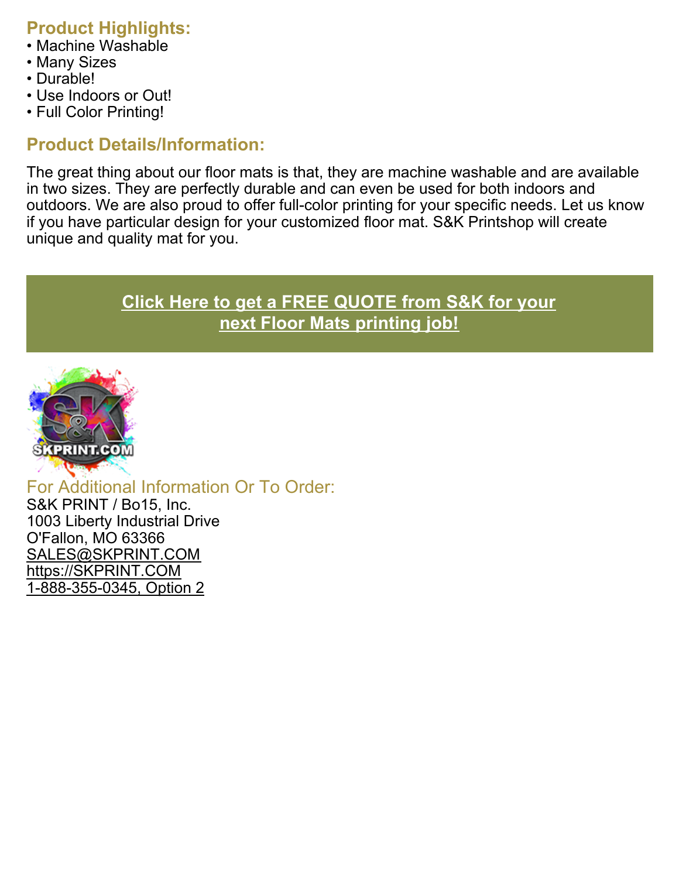## Product Highlights:

- Machine Washable
- Many Sizes
- Durable!
- Use Indoors or Out!
- Full Color Printing!

## Product Details/Information:

The great thing about our floor mats is that, they are machine washable and are available in two sizes. They are perfectly durable and can even be used for both indoors and outdoors. We are also proud to offer full-color printing for your specific needs. Let us know if you have particular design for your customized floor mat. S&K Printshop will create unique and quality mat for you.

**Click Here to get a FREE QUOTE from S&K for your next Floor Mats printing job!**

For Additional Information Or To Order:

S&K PRINT / Bo15, Inc.
1003 Liberty Industrial Drive
O'Fallon, MO 63366
SALES@SKPRINT.COM
https://SKPRINT.COM
1-888-355-0345, Option 2